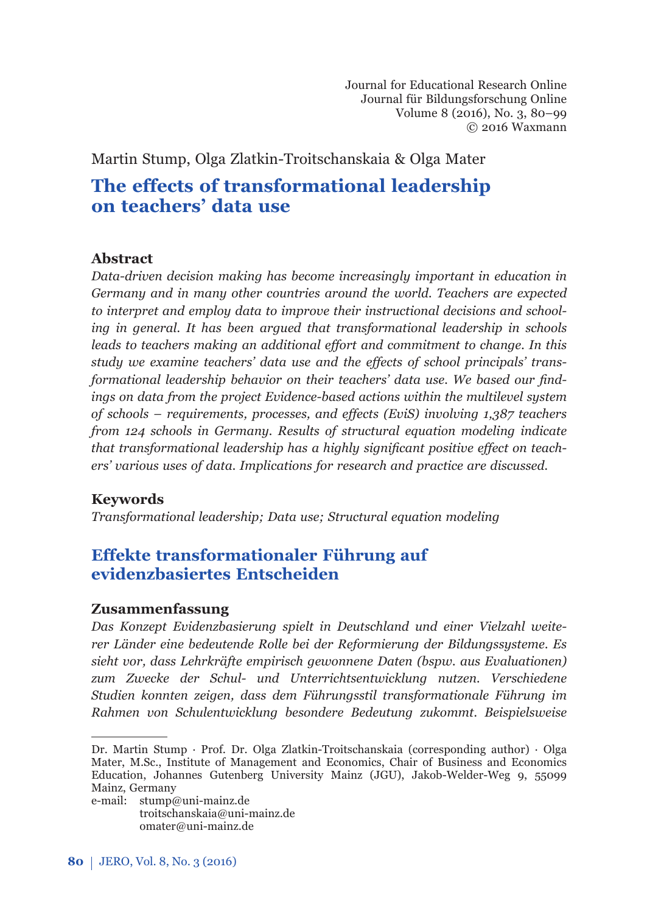Martin Stump, Olga Zlatkin-Troitschanskaia & Olga Mater

# The effects of transformational leadership on teachers' data use

## Abstract

*Data-driven decision making has become increasingly important in education in Germany and in many other countries around the world. Teachers are expected to interpret and employ data to improve their instructional decisions and schooling in general. It has been argued that transformational leadership in schools leads to teachers making an additional effort and commitment to change. In this study we examine teachers' data use and the effects of school principals' transformational leadership behavior on their teachers' data use. We based our findings on data from the project Evidence-based actions within the multilevel system of schools – requirements, processes, and effects (EviS) involving 1,387 teachers from 124 schools in Germany. Results of structural equation modeling indicate that transformational leadership has a highly significant positive effect on teachers' various uses of data. Implications for research and practice are discussed.*

## Keywords

*Transformational leadership; Data use; Structural equation modeling*

# Effekte transformationaler Führung auf evidenzbasiertes Entscheiden

## Zusammenfassung

*Das Konzept Evidenzbasierung spielt in Deutschland und einer Vielzahl weiterer Länder eine bedeutende Rolle bei der Reformierung der Bildungssysteme. Es sieht vor, dass Lehrkräfte empirisch gewonnene Daten (bspw. aus Evaluationen) zum Zwecke der Schul- und Unterrichtsentwicklung nutzen. Verschiedene Studien konnten zeigen, dass dem Führungsstil transformationale Führung im Rahmen von Schulentwicklung besondere Bedeutung zukommt. Beispielsweise*

---

Dr. Martin Stump · Prof. Dr. Olga Zlatkin-Troitschanskaia (corresponding author) · Olga Mater, M.Sc., Institute of Management and Economics, Chair of Business and Economics Education, Johannes Gutenberg University Mainz (JGU), Jakob-Welder-Weg 9, 55099 Mainz, Germany

e-mail: stump@uni-mainz.de
troitschanskaia@uni-mainz.de
omater@uni-mainz.de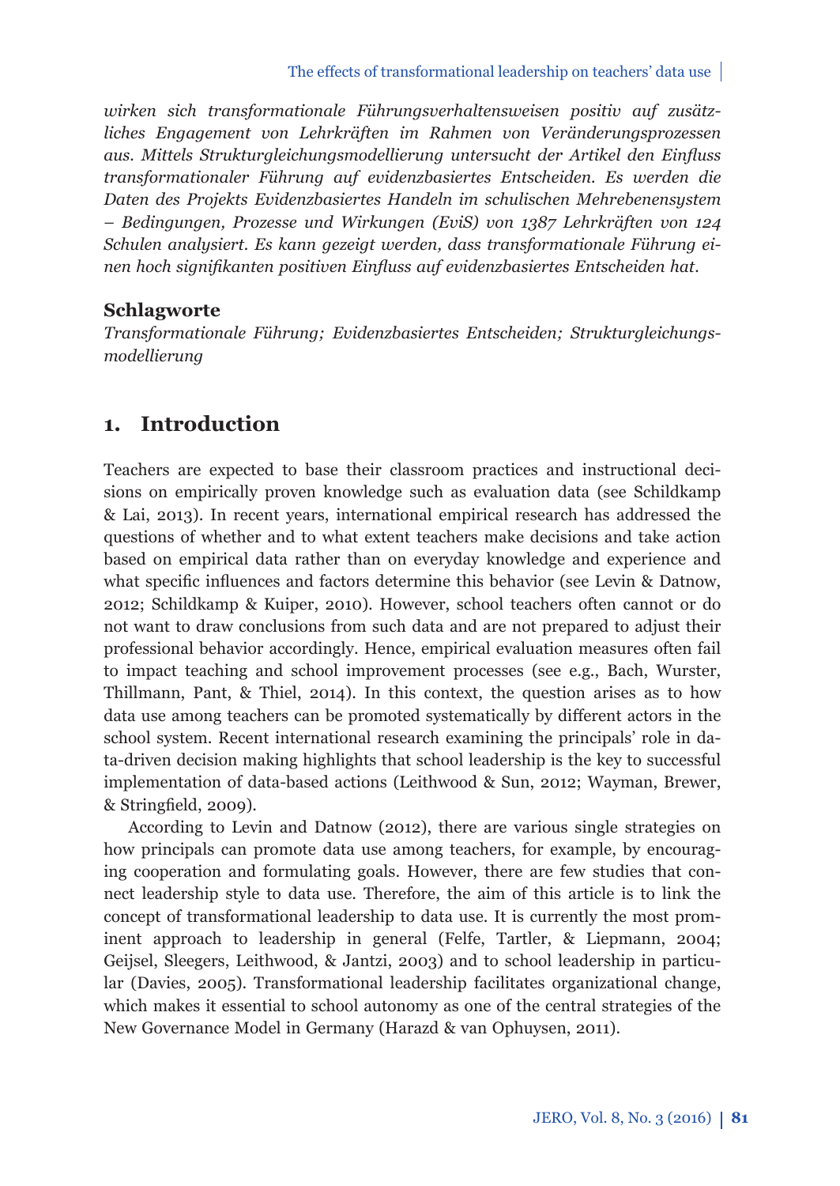*wirken sich transformationale Führungsverhaltensweisen positiv auf zusätzliches Engagement von Lehrkräften im Rahmen von Veränderungsprozessen aus. Mittels Strukturgleichungsmodellierung untersucht der Artikel den Einfluss transformationaler Führung auf evidenzbasiertes Entscheiden. Es werden die Daten des Projekts Evidenzbasiertes Handeln im schulischen Mehrebenensystem – Bedingungen, Prozesse und Wirkungen (EviS) von 1387 Lehrkräften von 124 Schulen analysiert. Es kann gezeigt werden, dass transformationale Führung einen hoch signifikanten positiven Einfluss auf evidenzbasiertes Entscheiden hat.*

**Schlagworte**

*Transformationale Führung; Evidenzbasiertes Entscheiden; Strukturgleichungsmodellierung*

## 1. Introduction

Teachers are expected to base their classroom practices and instructional decisions on empirically proven knowledge such as evaluation data (see Schildkamp & Lai, 2013). In recent years, international empirical research has addressed the questions of whether and to what extent teachers make decisions and take action based on empirical data rather than on everyday knowledge and experience and what specific influences and factors determine this behavior (see Levin & Datnow, 2012; Schildkamp & Kuiper, 2010). However, school teachers often cannot or do not want to draw conclusions from such data and are not prepared to adjust their professional behavior accordingly. Hence, empirical evaluation measures often fail to impact teaching and school improvement processes (see e.g., Bach, Wurster, Thillmann, Pant, & Thiel, 2014). In this context, the question arises as to how data use among teachers can be promoted systematically by different actors in the school system. Recent international research examining the principals' role in data-driven decision making highlights that school leadership is the key to successful implementation of data-based actions (Leithwood & Sun, 2012; Wayman, Brewer, & Stringfield, 2009).

According to Levin and Datnow (2012), there are various single strategies on how principals can promote data use among teachers, for example, by encouraging cooperation and formulating goals. However, there are few studies that connect leadership style to data use. Therefore, the aim of this article is to link the concept of transformational leadership to data use. It is currently the most prominent approach to leadership in general (Felfe, Tartler, & Liepmann, 2004; Geijsel, Sleegers, Leithwood, & Jantzi, 2003) and to school leadership in particular (Davies, 2005). Transformational leadership facilitates organizational change, which makes it essential to school autonomy as one of the central strategies of the New Governance Model in Germany (Harazd & van Ophuysen, 2011).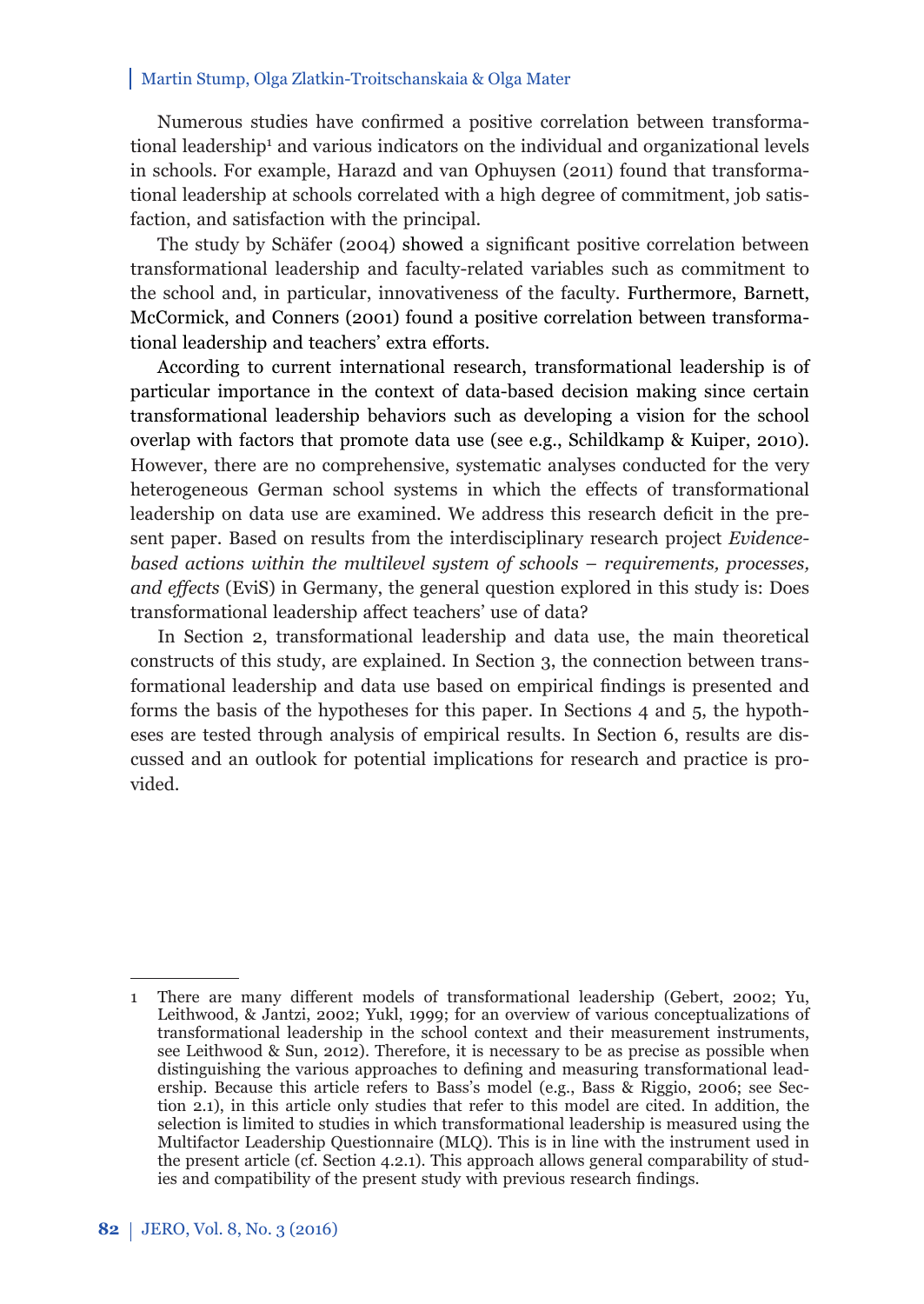Numerous studies have confirmed a positive correlation between transformational leadership[1] and various indicators on the individual and organizational levels in schools. For example, Harazd and van Ophuysen (2011) found that transformational leadership at schools correlated with a high degree of commitment, job satisfaction, and satisfaction with the principal.

The study by Schäfer (2004) showed a significant positive correlation between transformational leadership and faculty-related variables such as commitment to the school and, in particular, innovativeness of the faculty. Furthermore, Barnett, McCormick, and Conners (2001) found a positive correlation between transformational leadership and teachers' extra efforts.

According to current international research, transformational leadership is of particular importance in the context of data-based decision making since certain transformational leadership behaviors such as developing a vision for the school overlap with factors that promote data use (see e.g., Schildkamp & Kuiper, 2010). However, there are no comprehensive, systematic analyses conducted for the very heterogeneous German school systems in which the effects of transformational leadership on data use are examined. We address this research deficit in the present paper. Based on results from the interdisciplinary research project *Evidence-based actions within the multilevel system of schools – requirements, processes, and effects* (EviS) in Germany, the general question explored in this study is: Does transformational leadership affect teachers' use of data?

In Section 2, transformational leadership and data use, the main theoretical constructs of this study, are explained. In Section 3, the connection between transformational leadership and data use based on empirical findings is presented and forms the basis of the hypotheses for this paper. In Sections 4 and 5, the hypotheses are tested through analysis of empirical results. In Section 6, results are discussed and an outlook for potential implications for research and practice is provided.

---

1 There are many different models of transformational leadership (Gebert, 2002; Yu, Leithwood, & Jantzi, 2002; Yukl, 1999; for an overview of various conceptualizations of transformational leadership in the school context and their measurement instruments, see Leithwood & Sun, 2012). Therefore, it is necessary to be as precise as possible when distinguishing the various approaches to defining and measuring transformational leadership. Because this article refers to Bass's model (e.g., Bass & Riggio, 2006; see Section 2.1), in this article only studies that refer to this model are cited. In addition, the selection is limited to studies in which transformational leadership is measured using the Multifactor Leadership Questionnaire (MLQ). This is in line with the instrument used in the present article (cf. Section 4.2.1). This approach allows general comparability of studies and compatibility of the present study with previous research findings.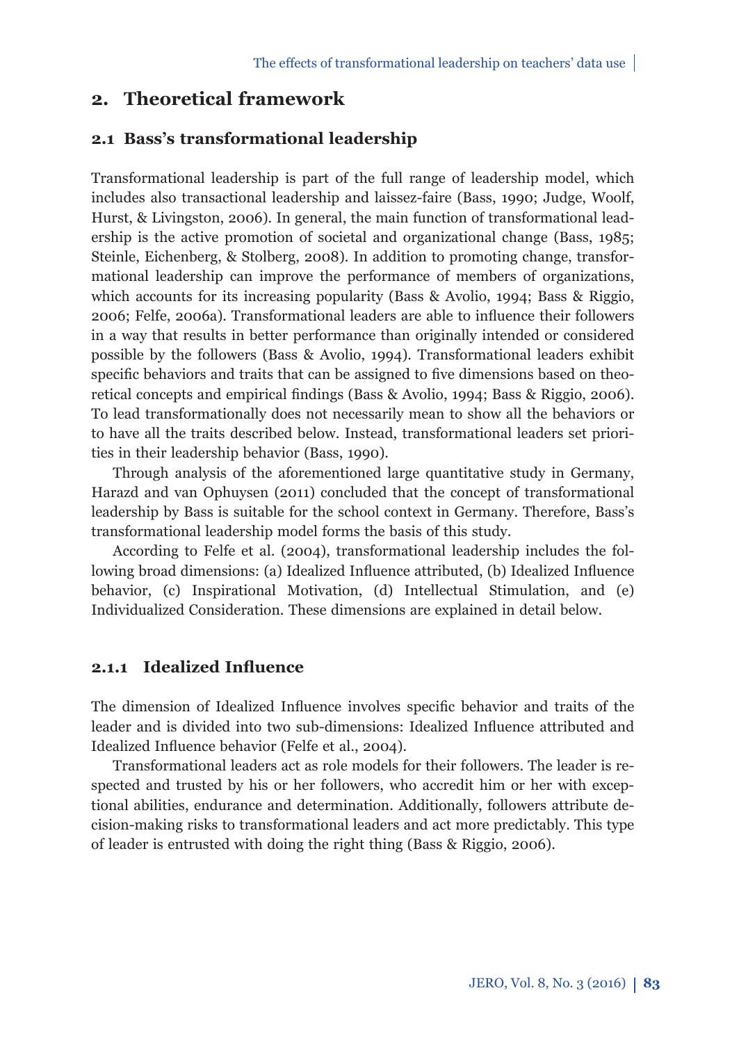## 2. Theoretical framework

### 2.1 Bass's transformational leadership

Transformational leadership is part of the full range of leadership model, which includes also transactional leadership and laissez-faire (Bass, 1990; Judge, Woolf, Hurst, & Livingston, 2006). In general, the main function of transformational leadership is the active promotion of societal and organizational change (Bass, 1985; Steinle, Eichenberg, & Stolberg, 2008). In addition to promoting change, transformational leadership can improve the performance of members of organizations, which accounts for its increasing popularity (Bass & Avolio, 1994; Bass & Riggio, 2006; Felfe, 2006a). Transformational leaders are able to influence their followers in a way that results in better performance than originally intended or considered possible by the followers (Bass & Avolio, 1994). Transformational leaders exhibit specific behaviors and traits that can be assigned to five dimensions based on theoretical concepts and empirical findings (Bass & Avolio, 1994; Bass & Riggio, 2006). To lead transformationally does not necessarily mean to show all the behaviors or to have all the traits described below. Instead, transformational leaders set priorities in their leadership behavior (Bass, 1990).

Through analysis of the aforementioned large quantitative study in Germany, Harazd and van Ophuysen (2011) concluded that the concept of transformational leadership by Bass is suitable for the school context in Germany. Therefore, Bass's transformational leadership model forms the basis of this study.

According to Felfe et al. (2004), transformational leadership includes the following broad dimensions: (a) Idealized Influence attributed, (b) Idealized Influence behavior, (c) Inspirational Motivation, (d) Intellectual Stimulation, and (e) Individualized Consideration. These dimensions are explained in detail below.

#### 2.1.1 Idealized Influence

The dimension of Idealized Influence involves specific behavior and traits of the leader and is divided into two sub-dimensions: Idealized Influence attributed and Idealized Influence behavior (Felfe et al., 2004).

Transformational leaders act as role models for their followers. The leader is respected and trusted by his or her followers, who accredit him or her with exceptional abilities, endurance and determination. Additionally, followers attribute decision-making risks to transformational leaders and act more predictably. This type of leader is entrusted with doing the right thing (Bass & Riggio, 2006).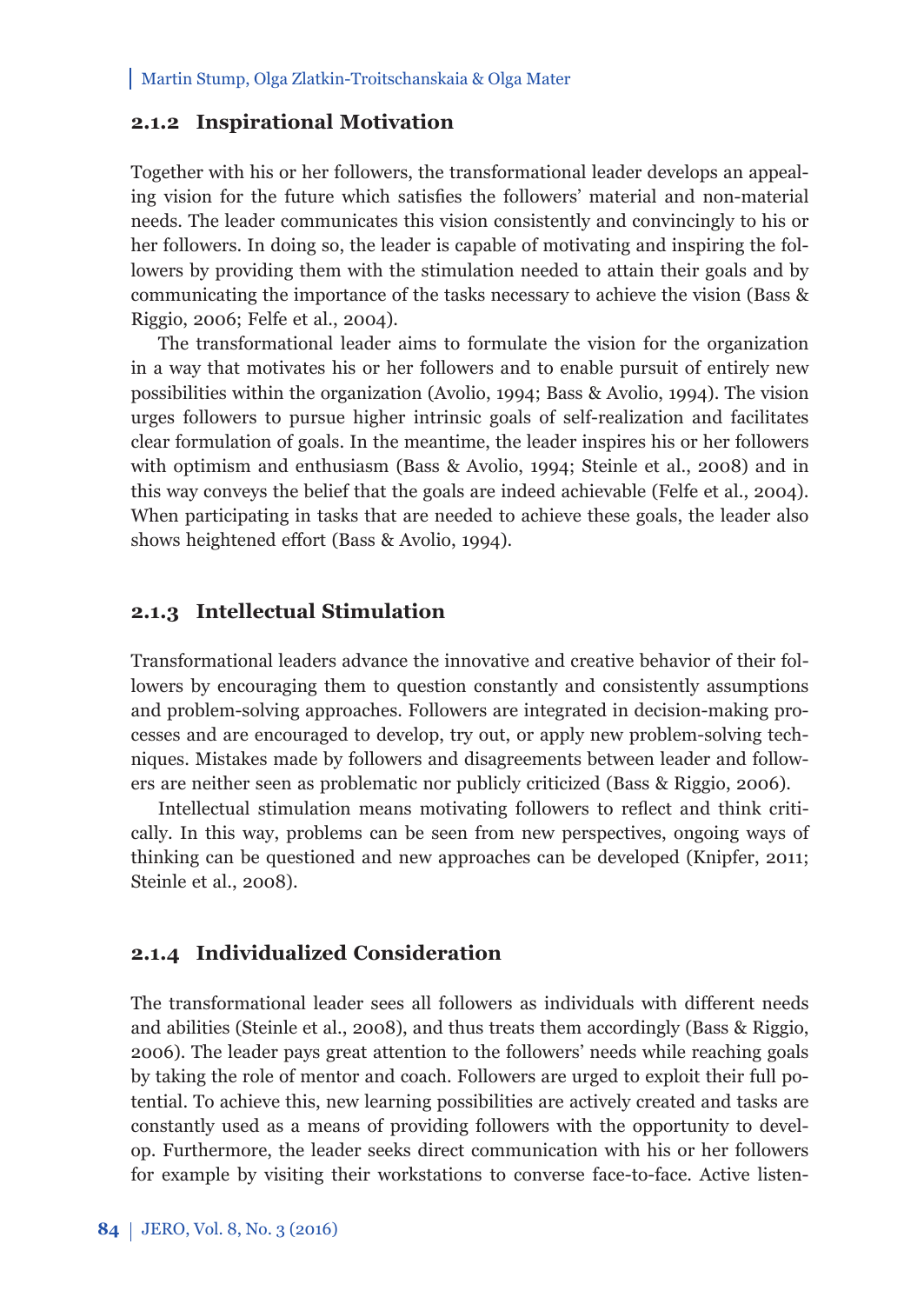### 2.1.2 Inspirational Motivation

Together with his or her followers, the transformational leader develops an appealing vision for the future which satisfies the followers' material and non-material needs. The leader communicates this vision consistently and convincingly to his or her followers. In doing so, the leader is capable of motivating and inspiring the followers by providing them with the stimulation needed to attain their goals and by communicating the importance of the tasks necessary to achieve the vision (Bass & Riggio, 2006; Felfe et al., 2004).

The transformational leader aims to formulate the vision for the organization in a way that motivates his or her followers and to enable pursuit of entirely new possibilities within the organization (Avolio, 1994; Bass & Avolio, 1994). The vision urges followers to pursue higher intrinsic goals of self-realization and facilitates clear formulation of goals. In the meantime, the leader inspires his or her followers with optimism and enthusiasm (Bass & Avolio, 1994; Steinle et al., 2008) and in this way conveys the belief that the goals are indeed achievable (Felfe et al., 2004). When participating in tasks that are needed to achieve these goals, the leader also shows heightened effort (Bass & Avolio, 1994).

### 2.1.3 Intellectual Stimulation

Transformational leaders advance the innovative and creative behavior of their followers by encouraging them to question constantly and consistently assumptions and problem-solving approaches. Followers are integrated in decision-making processes and are encouraged to develop, try out, or apply new problem-solving techniques. Mistakes made by followers and disagreements between leader and followers are neither seen as problematic nor publicly criticized (Bass & Riggio, 2006).

Intellectual stimulation means motivating followers to reflect and think critically. In this way, problems can be seen from new perspectives, ongoing ways of thinking can be questioned and new approaches can be developed (Knipfer, 2011; Steinle et al., 2008).

### 2.1.4 Individualized Consideration

The transformational leader sees all followers as individuals with different needs and abilities (Steinle et al., 2008), and thus treats them accordingly (Bass & Riggio, 2006). The leader pays great attention to the followers' needs while reaching goals by taking the role of mentor and coach. Followers are urged to exploit their full potential. To achieve this, new learning possibilities are actively created and tasks are constantly used as a means of providing followers with the opportunity to develop. Furthermore, the leader seeks direct communication with his or her followers for example by visiting their workstations to converse face-to-face. Active listen-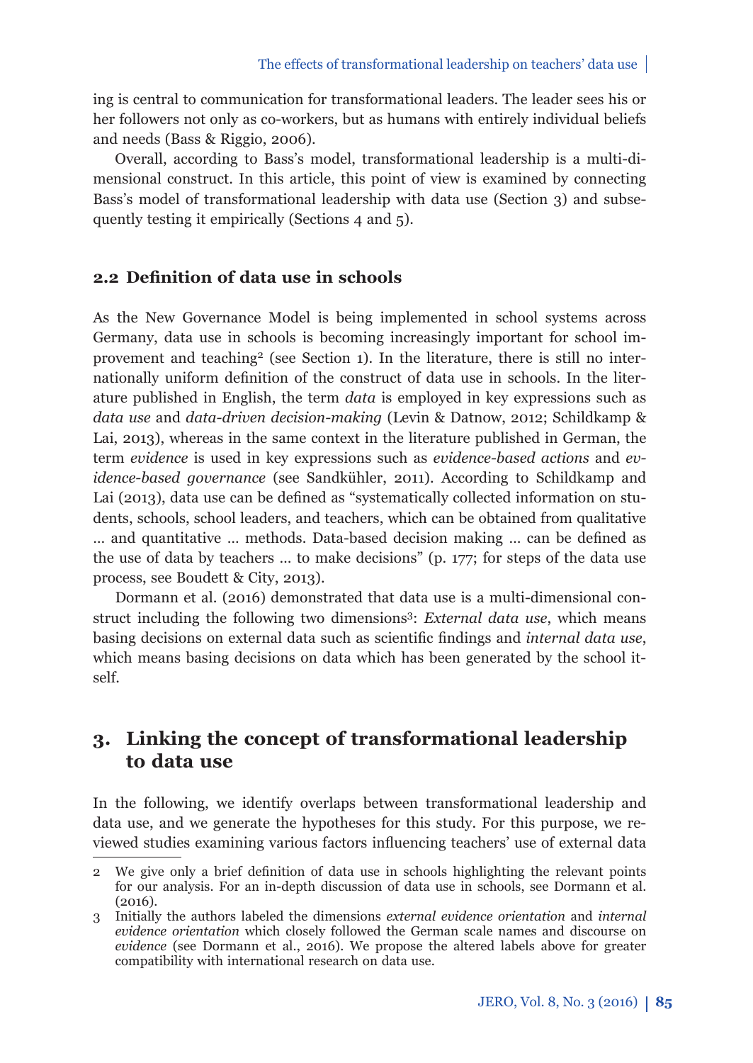ing is central to communication for transformational leaders. The leader sees his or her followers not only as co-workers, but as humans with entirely individual beliefs and needs (Bass & Riggio, 2006).

Overall, according to Bass's model, transformational leadership is a multi-dimensional construct. In this article, this point of view is examined by connecting Bass's model of transformational leadership with data use (Section 3) and subsequently testing it empirically (Sections 4 and 5).

### 2.2 Definition of data use in schools

As the New Governance Model is being implemented in school systems across Germany, data use in schools is becoming increasingly important for school improvement and teaching[2] (see Section 1). In the literature, there is still no internationally uniform definition of the construct of data use in schools. In the literature published in English, the term *data* is employed in key expressions such as *data use* and *data-driven decision-making* (Levin & Datnow, 2012; Schildkamp & Lai, 2013), whereas in the same context in the literature published in German, the term *evidence* is used in key expressions such as *evidence-based actions* and *evidence-based governance* (see Sandkühler, 2011). According to Schildkamp and Lai (2013), data use can be defined as "systematically collected information on students, schools, school leaders, and teachers, which can be obtained from qualitative … and quantitative … methods. Data-based decision making … can be defined as the use of data by teachers … to make decisions" (p. 177; for steps of the data use process, see Boudett & City, 2013).

Dormann et al. (2016) demonstrated that data use is a multi-dimensional construct including the following two dimensions[3]: *External data use*, which means basing decisions on external data such as scientific findings and *internal data use*, which means basing decisions on data which has been generated by the school itself.

## 3. Linking the concept of transformational leadership to data use

In the following, we identify overlaps between transformational leadership and data use, and we generate the hypotheses for this study. For this purpose, we reviewed studies examining various factors influencing teachers' use of external data

---

2 We give only a brief definition of data use in schools highlighting the relevant points for our analysis. For an in-depth discussion of data use in schools, see Dormann et al. (2016).

3 Initially the authors labeled the dimensions *external evidence orientation* and *internal evidence orientation* which closely followed the German scale names and discourse on *evidence* (see Dormann et al., 2016). We propose the altered labels above for greater compatibility with international research on data use.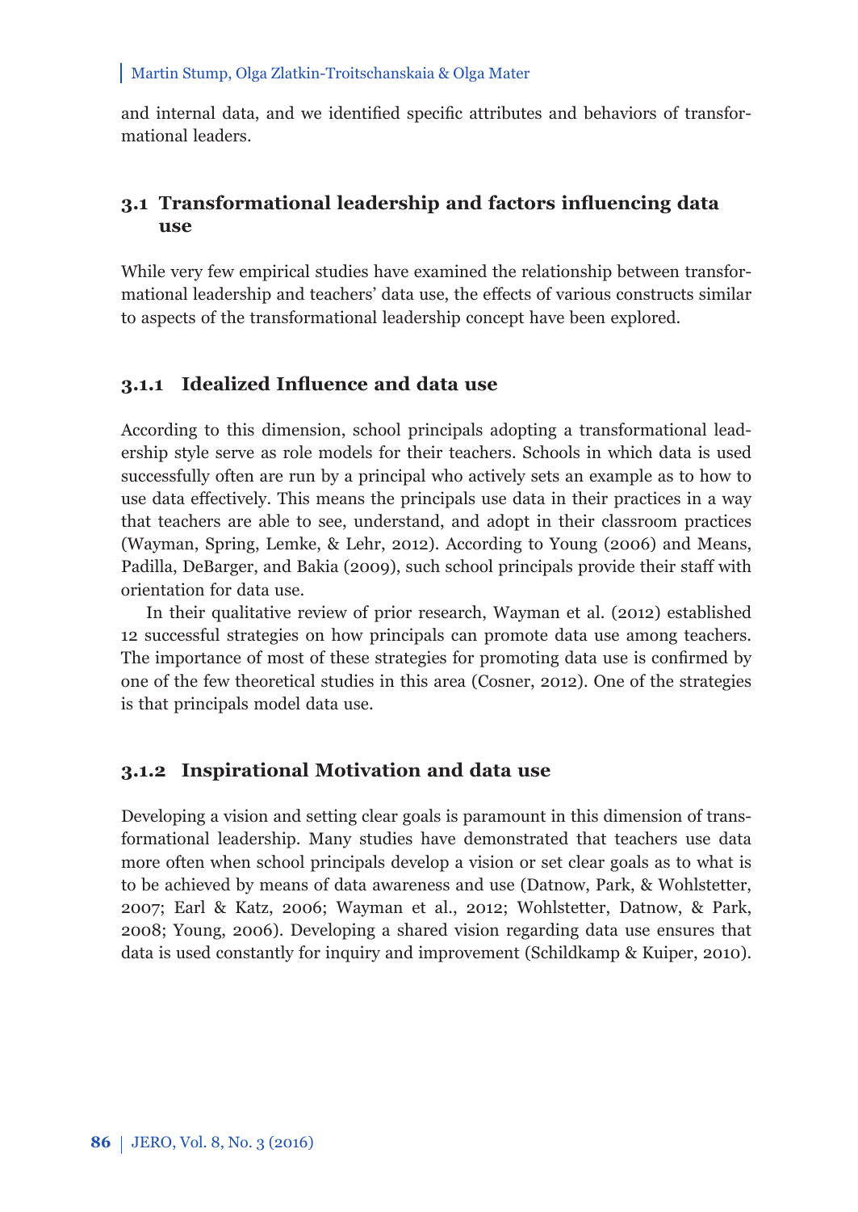and internal data, and we identified specific attributes and behaviors of transformational leaders.

## 3.1 Transformational leadership and factors influencing data use

While very few empirical studies have examined the relationship between transformational leadership and teachers' data use, the effects of various constructs similar to aspects of the transformational leadership concept have been explored.

### 3.1.1 Idealized Influence and data use

According to this dimension, school principals adopting a transformational leadership style serve as role models for their teachers. Schools in which data is used successfully often are run by a principal who actively sets an example as to how to use data effectively. This means the principals use data in their practices in a way that teachers are able to see, understand, and adopt in their classroom practices (Wayman, Spring, Lemke, & Lehr, 2012). According to Young (2006) and Means, Padilla, DeBarger, and Bakia (2009), such school principals provide their staff with orientation for data use.

In their qualitative review of prior research, Wayman et al. (2012) established 12 successful strategies on how principals can promote data use among teachers. The importance of most of these strategies for promoting data use is confirmed by one of the few theoretical studies in this area (Cosner, 2012). One of the strategies is that principals model data use.

### 3.1.2 Inspirational Motivation and data use

Developing a vision and setting clear goals is paramount in this dimension of transformational leadership. Many studies have demonstrated that teachers use data more often when school principals develop a vision or set clear goals as to what is to be achieved by means of data awareness and use (Datnow, Park, & Wohlstetter, 2007; Earl & Katz, 2006; Wayman et al., 2012; Wohlstetter, Datnow, & Park, 2008; Young, 2006). Developing a shared vision regarding data use ensures that data is used constantly for inquiry and improvement (Schildkamp & Kuiper, 2010).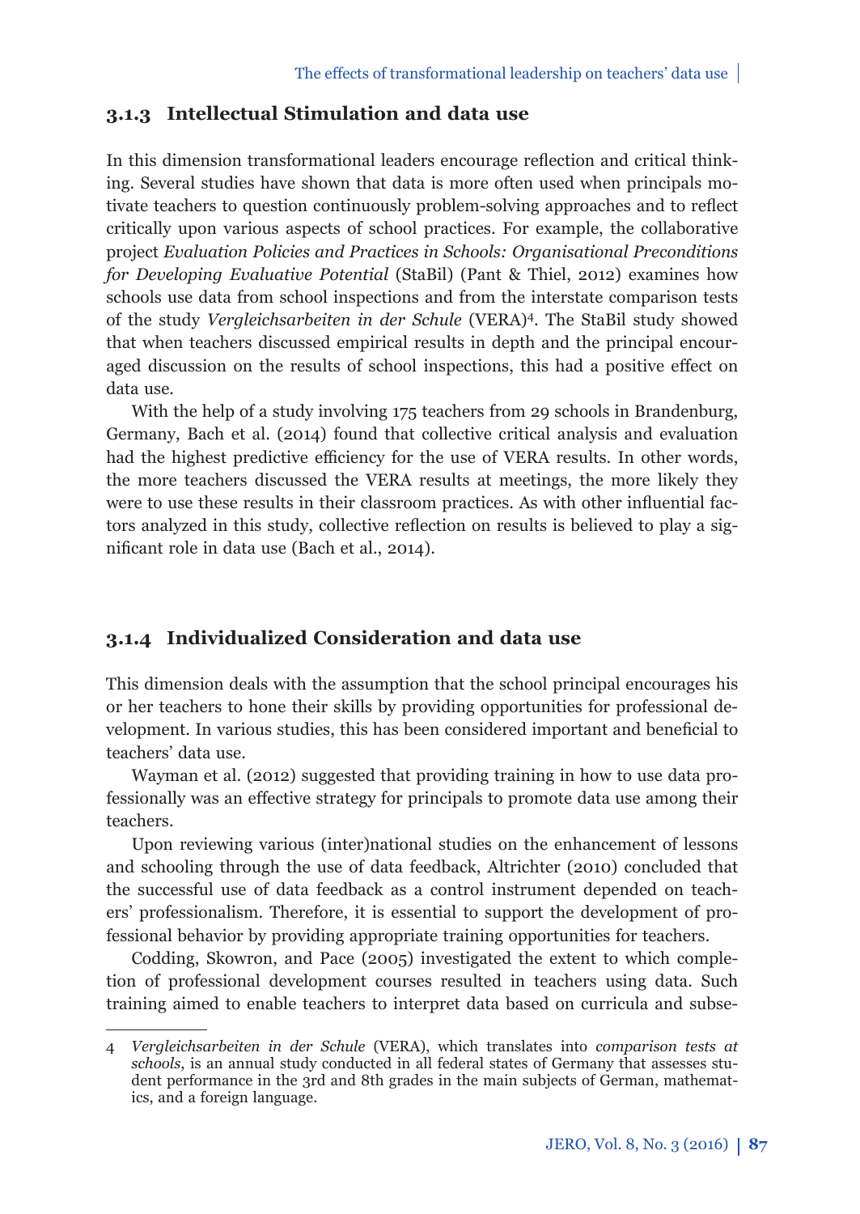### 3.1.3 Intellectual Stimulation and data use

In this dimension transformational leaders encourage reflection and critical thinking. Several studies have shown that data is more often used when principals motivate teachers to question continuously problem-solving approaches and to reflect critically upon various aspects of school practices. For example, the collaborative project *Evaluation Policies and Practices in Schools: Organisational Preconditions for Developing Evaluative Potential* (StaBil) (Pant & Thiel, 2012) examines how schools use data from school inspections and from the interstate comparison tests of the study *Vergleichsarbeiten in der Schule* (VERA)[4]. The StaBil study showed that when teachers discussed empirical results in depth and the principal encouraged discussion on the results of school inspections, this had a positive effect on data use.

With the help of a study involving 175 teachers from 29 schools in Brandenburg, Germany, Bach et al. (2014) found that collective critical analysis and evaluation had the highest predictive efficiency for the use of VERA results. In other words, the more teachers discussed the VERA results at meetings, the more likely they were to use these results in their classroom practices. As with other influential factors analyzed in this study, collective reflection on results is believed to play a significant role in data use (Bach et al., 2014).

### 3.1.4 Individualized Consideration and data use

This dimension deals with the assumption that the school principal encourages his or her teachers to hone their skills by providing opportunities for professional development. In various studies, this has been considered important and beneficial to teachers' data use.

Wayman et al. (2012) suggested that providing training in how to use data professionally was an effective strategy for principals to promote data use among their teachers.

Upon reviewing various (inter)national studies on the enhancement of lessons and schooling through the use of data feedback, Altrichter (2010) concluded that the successful use of data feedback as a control instrument depended on teachers' professionalism. Therefore, it is essential to support the development of professional behavior by providing appropriate training opportunities for teachers.

Codding, Skowron, and Pace (2005) investigated the extent to which completion of professional development courses resulted in teachers using data. Such training aimed to enable teachers to interpret data based on curricula and subse-

---

4 *Vergleichsarbeiten in der Schule* (VERA), which translates into *comparison tests at schools*, is an annual study conducted in all federal states of Germany that assesses student performance in the 3rd and 8th grades in the main subjects of German, mathematics, and a foreign language.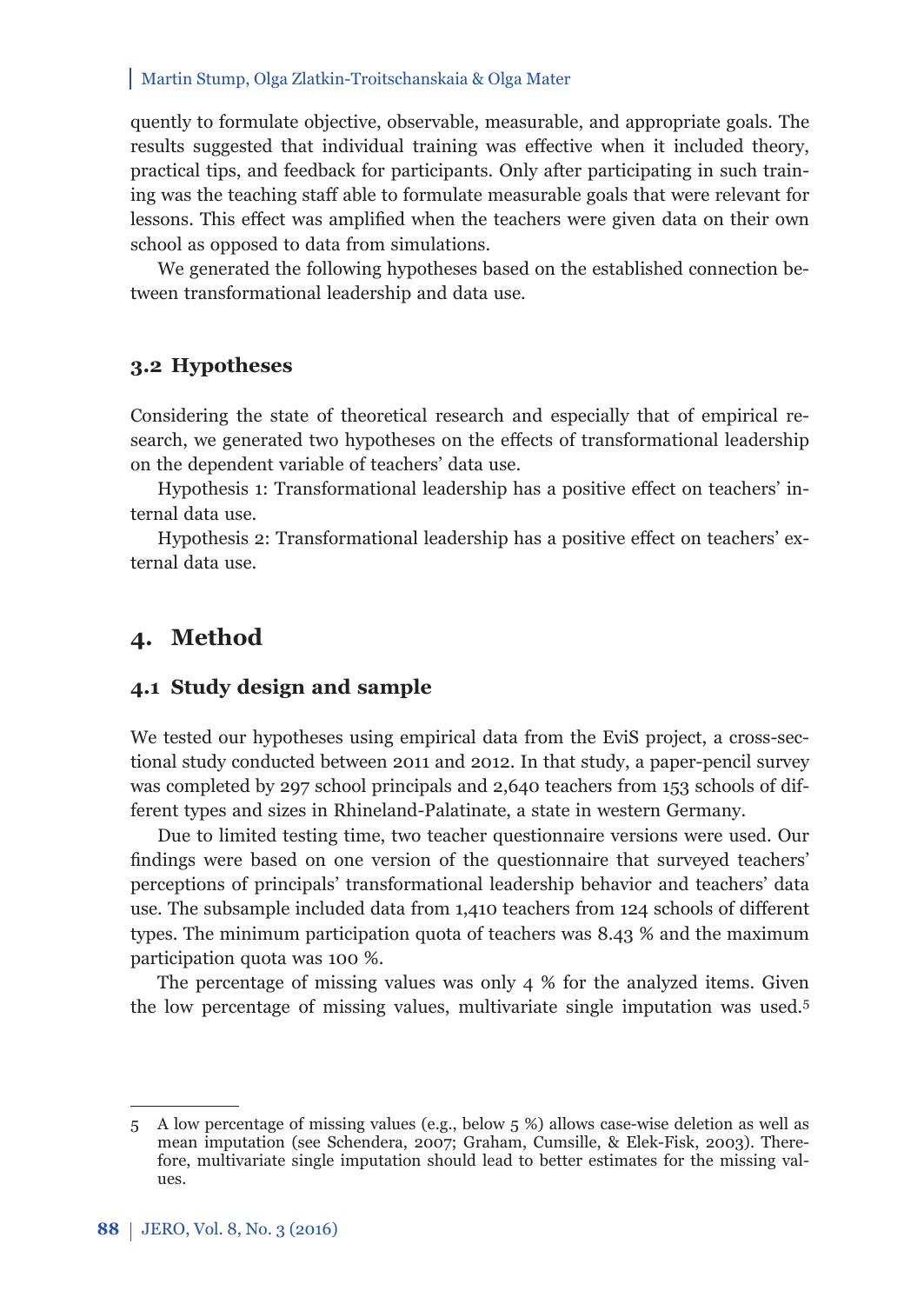quently to formulate objective, observable, measurable, and appropriate goals. The results suggested that individual training was effective when it included theory, practical tips, and feedback for participants. Only after participating in such training was the teaching staff able to formulate measurable goals that were relevant for lessons. This effect was amplified when the teachers were given data on their own school as opposed to data from simulations.

We generated the following hypotheses based on the established connection between transformational leadership and data use.

### 3.2 Hypotheses

Considering the state of theoretical research and especially that of empirical research, we generated two hypotheses on the effects of transformational leadership on the dependent variable of teachers' data use.

Hypothesis 1: Transformational leadership has a positive effect on teachers' internal data use.

Hypothesis 2: Transformational leadership has a positive effect on teachers' external data use.

## 4. Method

### 4.1 Study design and sample

We tested our hypotheses using empirical data from the EviS project, a cross-sectional study conducted between 2011 and 2012. In that study, a paper-pencil survey was completed by 297 school principals and 2,640 teachers from 153 schools of different types and sizes in Rhineland-Palatinate, a state in western Germany.

Due to limited testing time, two teacher questionnaire versions were used. Our findings were based on one version of the questionnaire that surveyed teachers' perceptions of principals' transformational leadership behavior and teachers' data use. The subsample included data from 1,410 teachers from 124 schools of different types. The minimum participation quota of teachers was 8.43 % and the maximum participation quota was 100 %.

The percentage of missing values was only 4 % for the analyzed items. Given the low percentage of missing values, multivariate single imputation was used.[5]

---

5 A low percentage of missing values (e.g., below 5 %) allows case-wise deletion as well as mean imputation (see Schendera, 2007; Graham, Cumsille, & Elek-Fisk, 2003). Therefore, multivariate single imputation should lead to better estimates for the missing values.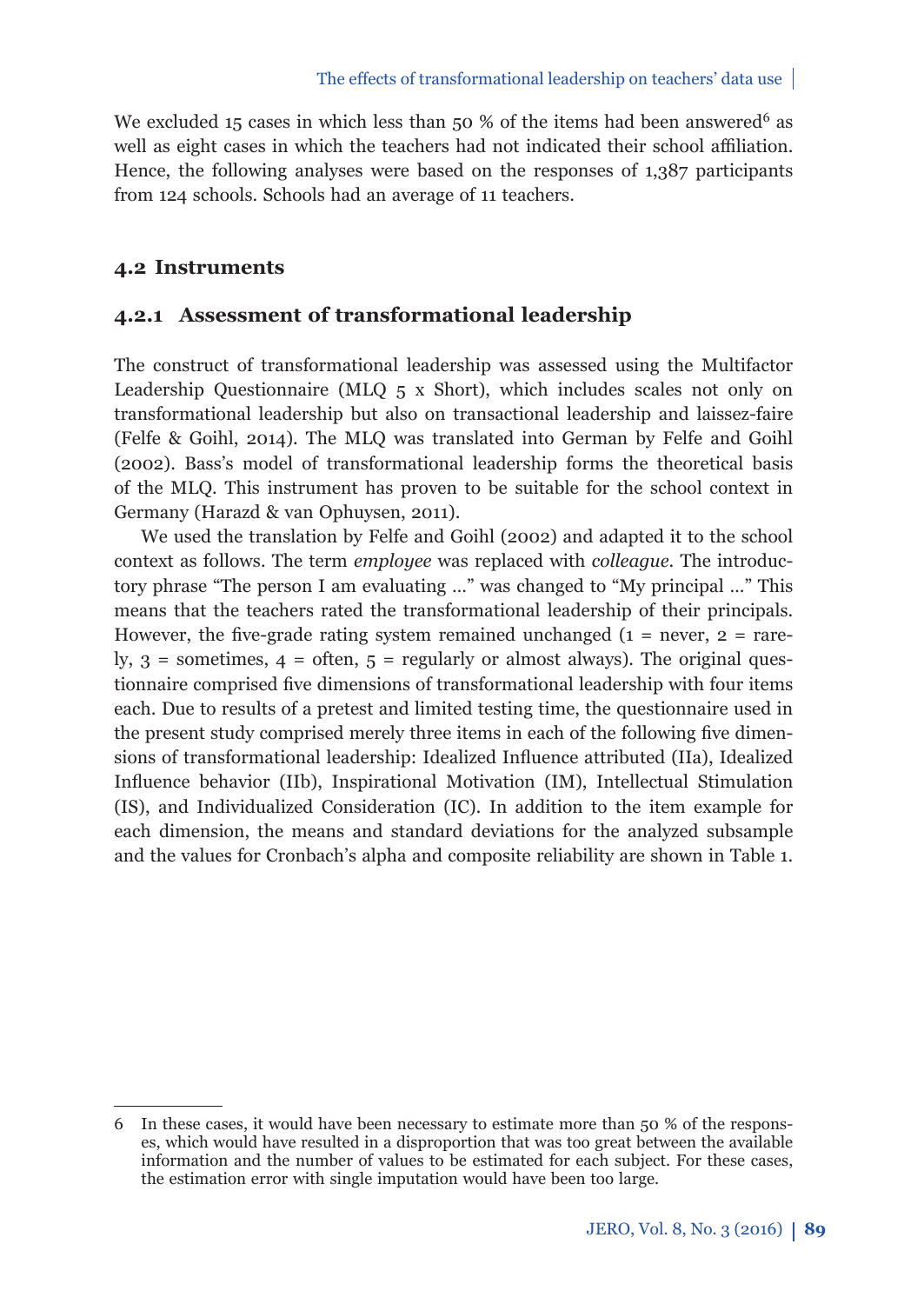We excluded 15 cases in which less than 50 % of the items had been answered[6] as well as eight cases in which the teachers had not indicated their school affiliation. Hence, the following analyses were based on the responses of 1,387 participants from 124 schools. Schools had an average of 11 teachers.

## 4.2 Instruments

### 4.2.1 Assessment of transformational leadership

The construct of transformational leadership was assessed using the Multifactor Leadership Questionnaire (MLQ 5 x Short), which includes scales not only on transformational leadership but also on transactional leadership and laissez-faire (Felfe & Goihl, 2014). The MLQ was translated into German by Felfe and Goihl (2002). Bass's model of transformational leadership forms the theoretical basis of the MLQ. This instrument has proven to be suitable for the school context in Germany (Harazd & van Ophuysen, 2011).

We used the translation by Felfe and Goihl (2002) and adapted it to the school context as follows. The term *employee* was replaced with *colleague*. The introductory phrase "The person I am evaluating ..." was changed to "My principal ..." This means that the teachers rated the transformational leadership of their principals. However, the five-grade rating system remained unchanged (1 = never, 2 = rarely, 3 = sometimes, 4 = often, 5 = regularly or almost always). The original questionnaire comprised five dimensions of transformational leadership with four items each. Due to results of a pretest and limited testing time, the questionnaire used in the present study comprised merely three items in each of the following five dimensions of transformational leadership: Idealized Influence attributed (IIa), Idealized Influence behavior (IIb), Inspirational Motivation (IM), Intellectual Stimulation (IS), and Individualized Consideration (IC). In addition to the item example for each dimension, the means and standard deviations for the analyzed subsample and the values for Cronbach's alpha and composite reliability are shown in Table 1.

---

6 In these cases, it would have been necessary to estimate more than 50 % of the responses, which would have resulted in a disproportion that was too great between the available information and the number of values to be estimated for each subject. For these cases, the estimation error with single imputation would have been too large.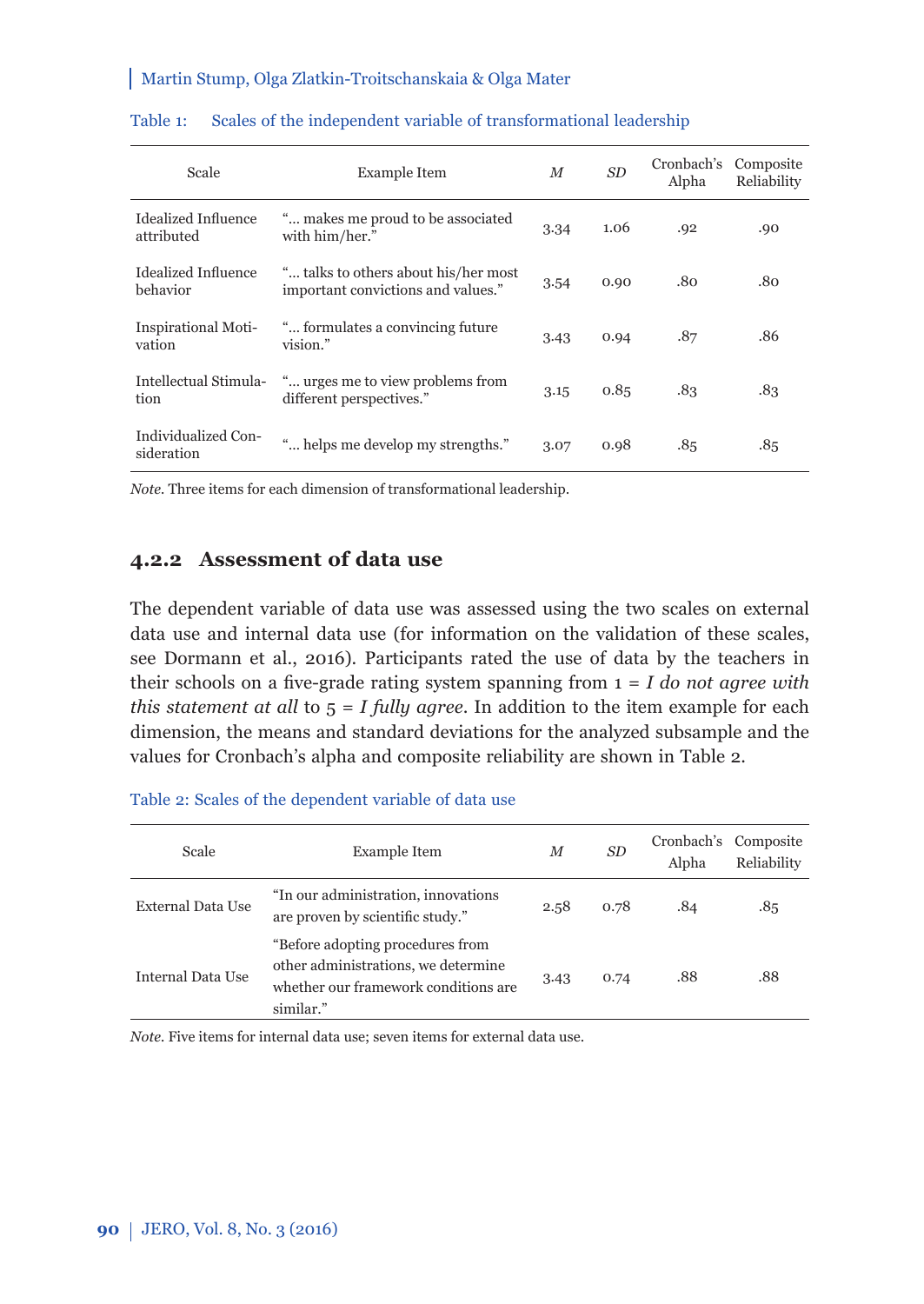Table 1: Scales of the independent variable of transformational leadership

| Scale | Example Item | *M* | *SD* | Cronbach's Alpha | Composite Reliability |
|---|---|---|---|---|---|
| Idealized Influence attributed | "… makes me proud to be associated with him/her." | 3.34 | 1.06 | .92 | .90 |
| Idealized Influence behavior | "… talks to others about his/her most important convictions and values." | 3.54 | 0.90 | .80 | .80 |
| Inspirational Motivation | "… formulates a convincing future vision." | 3.43 | 0.94 | .87 | .86 |
| Intellectual Stimulation | "… urges me to view problems from different perspectives." | 3.15 | 0.85 | .83 | .83 |
| Individualized Consideration | "… helps me develop my strengths." | 3.07 | 0.98 | .85 | .85 |

*Note.* Three items for each dimension of transformational leadership.

### 4.2.2 Assessment of data use

The dependent variable of data use was assessed using the two scales on external data use and internal data use (for information on the validation of these scales, see Dormann et al., 2016). Participants rated the use of data by the teachers in their schools on a five-grade rating system spanning from 1 = *I do not agree with this statement at all* to 5 = *I fully agree*. In addition to the item example for each dimension, the means and standard deviations for the analyzed subsample and the values for Cronbach's alpha and composite reliability are shown in Table 2.

Table 2: Scales of the dependent variable of data use

| Scale | Example Item | *M* | *SD* | Cronbach's Alpha | Composite Reliability |
|---|---|---|---|---|---|
| External Data Use | "In our administration, innovations are proven by scientific study." | 2.58 | 0.78 | .84 | .85 |
| Internal Data Use | "Before adopting procedures from other administrations, we determine whether our framework conditions are similar." | 3.43 | 0.74 | .88 | .88 |

*Note.* Five items for internal data use; seven items for external data use.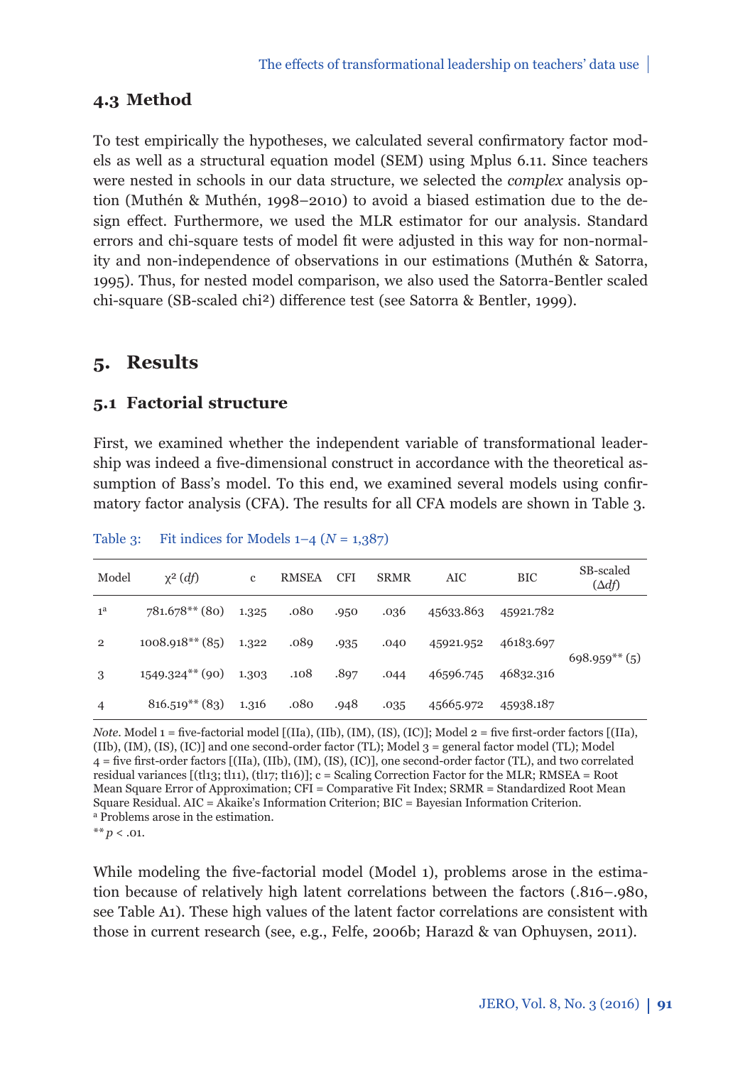## 4.3 Method

To test empirically the hypotheses, we calculated several confirmatory factor models as well as a structural equation model (SEM) using Mplus 6.11. Since teachers were nested in schools in our data structure, we selected the *complex* analysis option (Muthén & Muthén, 1998–2010) to avoid a biased estimation due to the design effect. Furthermore, we used the MLR estimator for our analysis. Standard errors and chi-square tests of model fit were adjusted in this way for non-normality and non-independence of observations in our estimations (Muthén & Satorra, 1995). Thus, for nested model comparison, we also used the Satorra-Bentler scaled chi-square (SB-scaled chi²) difference test (see Satorra & Bentler, 1999).

# 5. Results

## 5.1 Factorial structure

First, we examined whether the independent variable of transformational leadership was indeed a five-dimensional construct in accordance with the theoretical assumption of Bass's model. To this end, we examined several models using confirmatory factor analysis (CFA). The results for all CFA models are shown in Table 3.

Table 3: Fit indices for Models 1–4 ($N$ = 1,387)

| Model | $\chi^2$ ($df$) | c | RMSEA | CFI | SRMR | AIC | BIC | SB-scaled ($\Delta df$) |
|---|---|---|---|---|---|---|---|---|
| 1[a] | 781.678** (80) | 1.325 | .080 | .950 | .036 | 45633.863 | 45921.782 | |
| 2 | 1008.918** (85) | 1.322 | .089 | .935 | .040 | 45921.952 | 46183.697 | 698.959** (5) |
| 3 | 1549.324** (90) | 1.303 | .108 | .897 | .044 | 46596.745 | 46832.316 | |
| 4 | 816.519** (83) | 1.316 | .080 | .948 | .035 | 45665.972 | 45938.187 | |

*Note*. Model 1 = five-factorial model [(IIa), (IIb), (IM), (IS), (IC)]; Model 2 = five first-order factors [(IIa), (IIb), (IM), (IS), (IC)] and one second-order factor (TL); Model 3 = general factor model (TL); Model 4 = five first-order factors [(IIa), (IIb), (IM), (IS), (IC)], one second-order factor (TL), and two correlated residual variances [(tl13; tl11), (tl17; tl16)]; c = Scaling Correction Factor for the MLR; RMSEA = Root Mean Square Error of Approximation; CFI = Comparative Fit Index; SRMR = Standardized Root Mean Square Residual. AIC = Akaike's Information Criterion; BIC = Bayesian Information Criterion.
[a] Problems arose in the estimation.
** $p < .01$.

While modeling the five-factorial model (Model 1), problems arose in the estimation because of relatively high latent correlations between the factors (.816–.980, see Table A1). These high values of the latent factor correlations are consistent with those in current research (see, e.g., Felfe, 2006b; Harazd & van Ophuysen, 2011).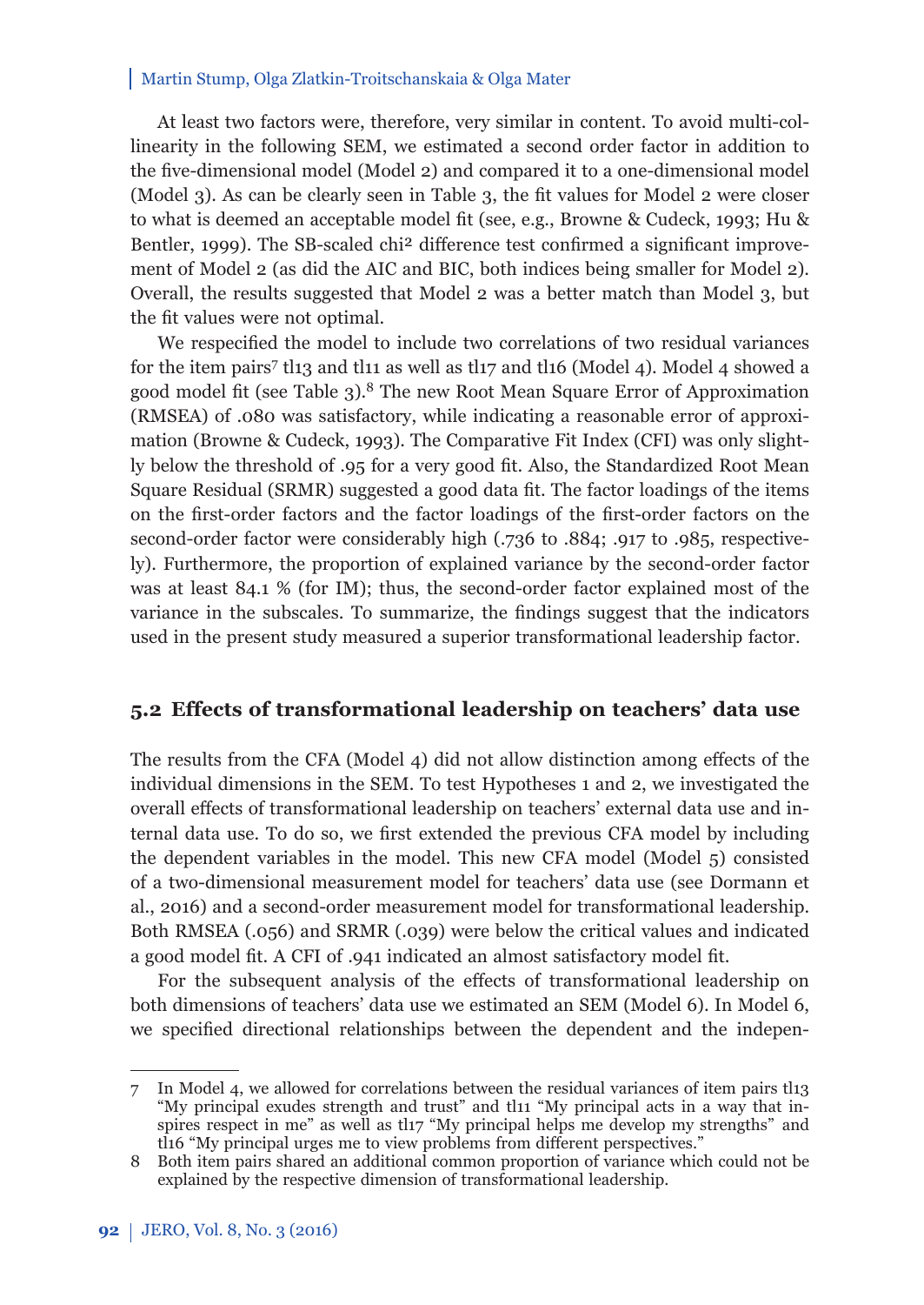At least two factors were, therefore, very similar in content. To avoid multi-collinearity in the following SEM, we estimated a second order factor in addition to the five-dimensional model (Model 2) and compared it to a one-dimensional model (Model 3). As can be clearly seen in Table 3, the fit values for Model 2 were closer to what is deemed an acceptable model fit (see, e.g., Browne & Cudeck, 1993; Hu & Bentler, 1999). The SB-scaled chi² difference test confirmed a significant improvement of Model 2 (as did the AIC and BIC, both indices being smaller for Model 2). Overall, the results suggested that Model 2 was a better match than Model 3, but the fit values were not optimal.

We respecified the model to include two correlations of two residual variances for the item pairs[7] tl13 and tl11 as well as tl17 and tl16 (Model 4). Model 4 showed a good model fit (see Table 3).[8] The new Root Mean Square Error of Approximation (RMSEA) of .080 was satisfactory, while indicating a reasonable error of approximation (Browne & Cudeck, 1993). The Comparative Fit Index (CFI) was only slightly below the threshold of .95 for a very good fit. Also, the Standardized Root Mean Square Residual (SRMR) suggested a good data fit. The factor loadings of the items on the first-order factors and the factor loadings of the first-order factors on the second-order factor were considerably high (.736 to .884; .917 to .985, respectively). Furthermore, the proportion of explained variance by the second-order factor was at least 84.1 % (for IM); thus, the second-order factor explained most of the variance in the subscales. To summarize, the findings suggest that the indicators used in the present study measured a superior transformational leadership factor.

### 5.2 Effects of transformational leadership on teachers' data use

The results from the CFA (Model 4) did not allow distinction among effects of the individual dimensions in the SEM. To test Hypotheses 1 and 2, we investigated the overall effects of transformational leadership on teachers' external data use and internal data use. To do so, we first extended the previous CFA model by including the dependent variables in the model. This new CFA model (Model 5) consisted of a two-dimensional measurement model for teachers' data use (see Dormann et al., 2016) and a second-order measurement model for transformational leadership. Both RMSEA (.056) and SRMR (.039) were below the critical values and indicated a good model fit. A CFI of .941 indicated an almost satisfactory model fit.

For the subsequent analysis of the effects of transformational leadership on both dimensions of teachers' data use we estimated an SEM (Model 6). In Model 6, we specified directional relationships between the dependent and the indepen-

---

7 In Model 4, we allowed for correlations between the residual variances of item pairs tl13 "My principal exudes strength and trust" and tl11 "My principal acts in a way that inspires respect in me" as well as tl17 "My principal helps me develop my strengths" and tl16 "My principal urges me to view problems from different perspectives."

8 Both item pairs shared an additional common proportion of variance which could not be explained by the respective dimension of transformational leadership.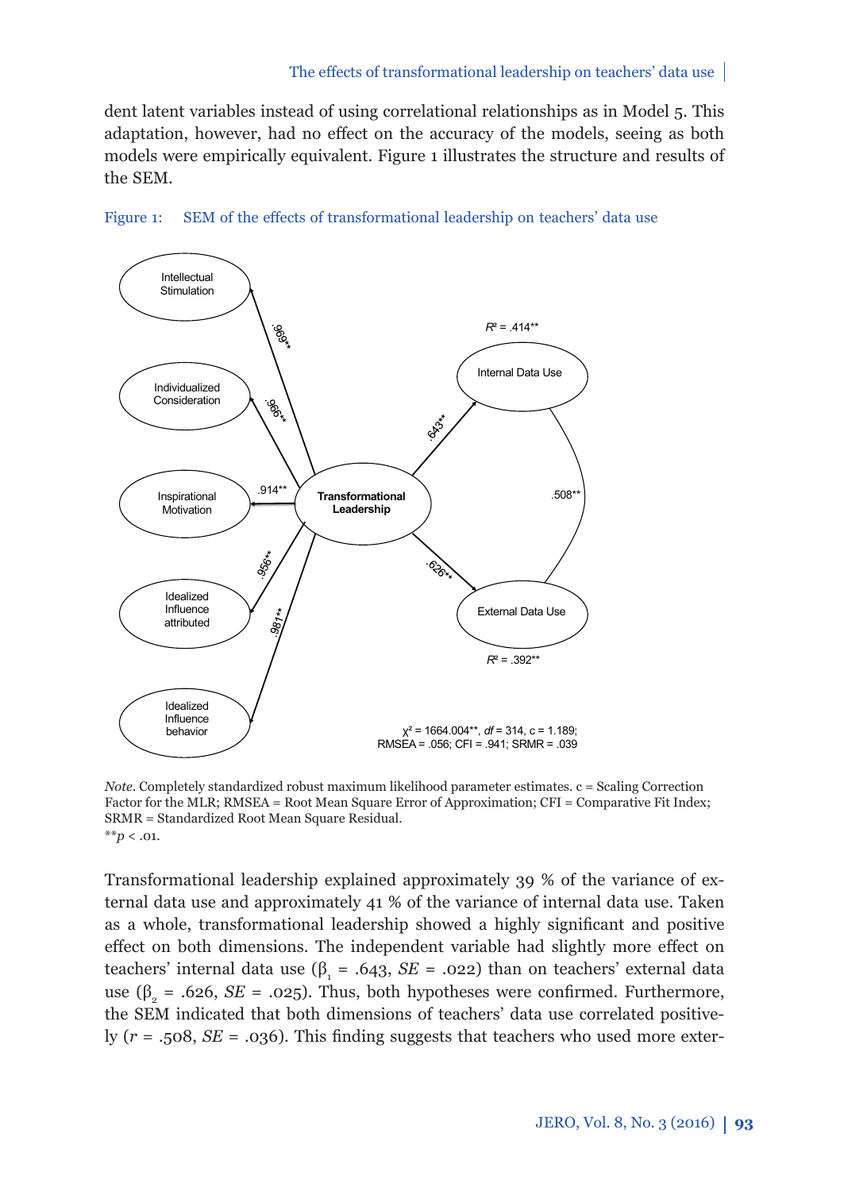dent latent variables instead of using correlational relationships as in Model 5. This adaptation, however, had no effect on the accuracy of the models, seeing as both models were empirically equivalent. Figure 1 illustrates the structure and results of the SEM.

Figure 1: SEM of the effects of transformational leadership on teachers' data use

Intellectual Stimulation

Individualized Consideration

Inspirational Motivation

Idealized Influence attributed

Idealized Influence behavior

Transformational Leadership

Internal Data Use

External Data Use

.969**

.966**

.914**

.956**

.981**

.643**

.626**

.508**

$R^2$ = .414**

$R^2$ = .392**

$\chi^2$ = 1664.004**, *df* = 314, c = 1.189; RMSEA = .056; CFI = .941; SRMR = .039

*Note.* Completely standardized robust maximum likelihood parameter estimates. c = Scaling Correction Factor for the MLR; RMSEA = Root Mean Square Error of Approximation; CFI = Comparative Fit Index; SRMR = Standardized Root Mean Square Residual.
**$p$ < .01.

Transformational leadership explained approximately 39 % of the variance of external data use and approximately 41 % of the variance of internal data use. Taken as a whole, transformational leadership showed a highly significant and positive effect on both dimensions. The independent variable had slightly more effect on teachers' internal data use ($\beta_1$ = .643, *SE* = .022) than on teachers' external data use ($\beta_2$ = .626, *SE* = .025). Thus, both hypotheses were confirmed. Furthermore, the SEM indicated that both dimensions of teachers' data use correlated positively ($r$ = .508, *SE* = .036). This finding suggests that teachers who used more exter-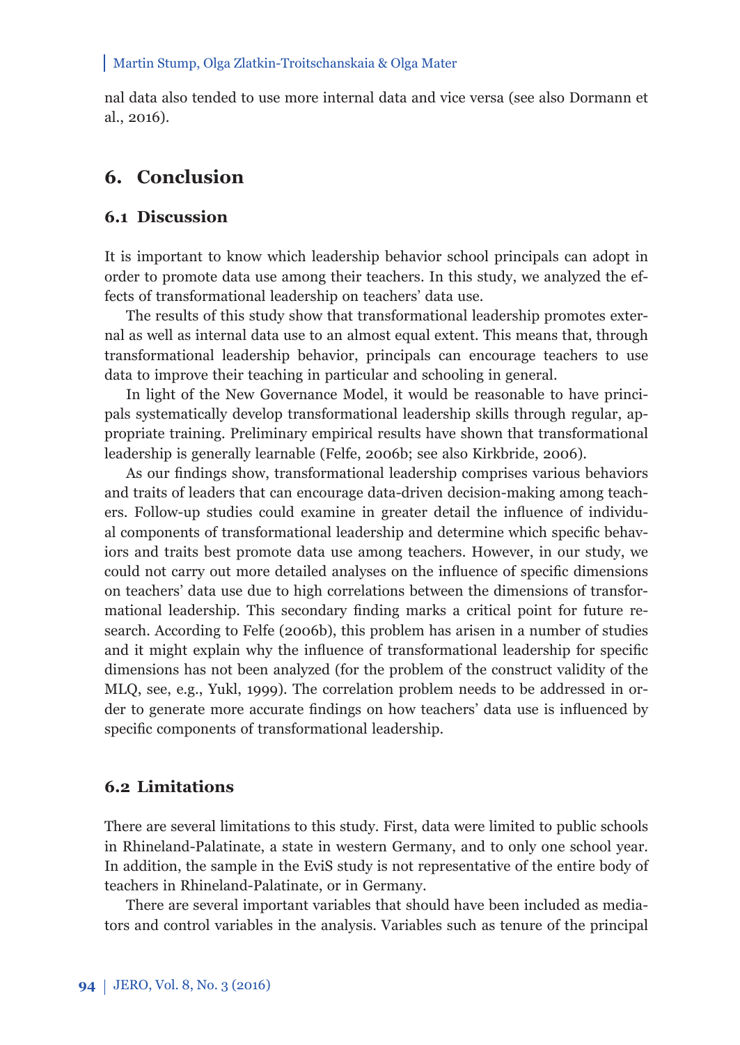nal data also tended to use more internal data and vice versa (see also Dormann et al., 2016).

# 6. Conclusion

## 6.1 Discussion

It is important to know which leadership behavior school principals can adopt in order to promote data use among their teachers. In this study, we analyzed the effects of transformational leadership on teachers' data use.

The results of this study show that transformational leadership promotes external as well as internal data use to an almost equal extent. This means that, through transformational leadership behavior, principals can encourage teachers to use data to improve their teaching in particular and schooling in general.

In light of the New Governance Model, it would be reasonable to have principals systematically develop transformational leadership skills through regular, appropriate training. Preliminary empirical results have shown that transformational leadership is generally learnable (Felfe, 2006b; see also Kirkbride, 2006).

As our findings show, transformational leadership comprises various behaviors and traits of leaders that can encourage data-driven decision-making among teachers. Follow-up studies could examine in greater detail the influence of individual components of transformational leadership and determine which specific behaviors and traits best promote data use among teachers. However, in our study, we could not carry out more detailed analyses on the influence of specific dimensions on teachers' data use due to high correlations between the dimensions of transformational leadership. This secondary finding marks a critical point for future research. According to Felfe (2006b), this problem has arisen in a number of studies and it might explain why the influence of transformational leadership for specific dimensions has not been analyzed (for the problem of the construct validity of the MLQ, see, e.g., Yukl, 1999). The correlation problem needs to be addressed in order to generate more accurate findings on how teachers' data use is influenced by specific components of transformational leadership.

## 6.2 Limitations

There are several limitations to this study. First, data were limited to public schools in Rhineland-Palatinate, a state in western Germany, and to only one school year. In addition, the sample in the EviS study is not representative of the entire body of teachers in Rhineland-Palatinate, or in Germany.

There are several important variables that should have been included as mediators and control variables in the analysis. Variables such as tenure of the principal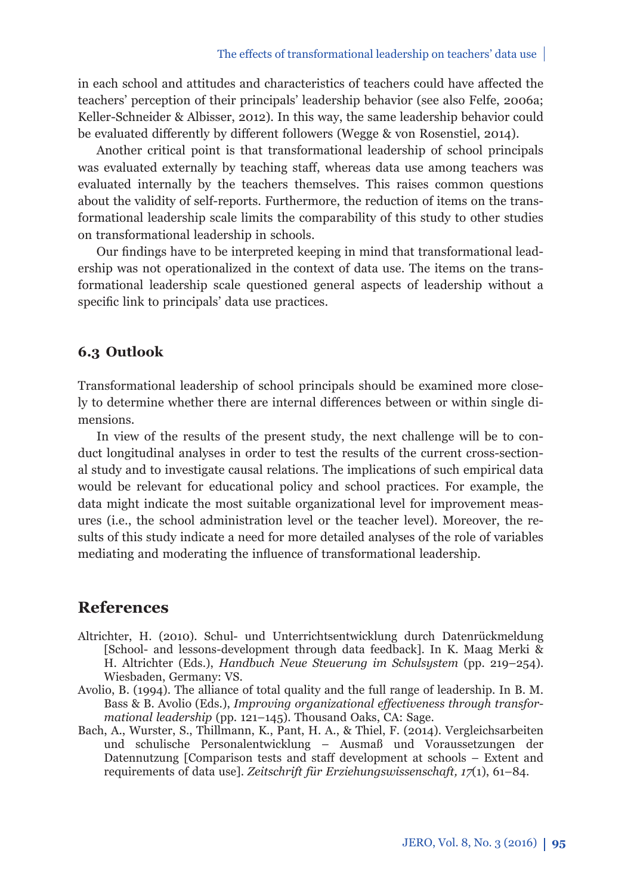in each school and attitudes and characteristics of teachers could have affected the teachers' perception of their principals' leadership behavior (see also Felfe, 2006a; Keller-Schneider & Albisser, 2012). In this way, the same leadership behavior could be evaluated differently by different followers (Wegge & von Rosenstiel, 2014).

Another critical point is that transformational leadership of school principals was evaluated externally by teaching staff, whereas data use among teachers was evaluated internally by the teachers themselves. This raises common questions about the validity of self-reports. Furthermore, the reduction of items on the transformational leadership scale limits the comparability of this study to other studies on transformational leadership in schools.

Our findings have to be interpreted keeping in mind that transformational leadership was not operationalized in the context of data use. The items on the transformational leadership scale questioned general aspects of leadership without a specific link to principals' data use practices.

### 6.3 Outlook

Transformational leadership of school principals should be examined more closely to determine whether there are internal differences between or within single dimensions.

In view of the results of the present study, the next challenge will be to conduct longitudinal analyses in order to test the results of the current cross-sectional study and to investigate causal relations. The implications of such empirical data would be relevant for educational policy and school practices. For example, the data might indicate the most suitable organizational level for improvement measures (i.e., the school administration level or the teacher level). Moreover, the results of this study indicate a need for more detailed analyses of the role of variables mediating and moderating the influence of transformational leadership.

## References

Altrichter, H. (2010). Schul- und Unterrichtsentwicklung durch Datenrückmeldung [School- and lessons-development through data feedback]. In K. Maag Merki & H. Altrichter (Eds.), *Handbuch Neue Steuerung im Schulsystem* (pp. 219–254). Wiesbaden, Germany: VS.

Avolio, B. (1994). The alliance of total quality and the full range of leadership. In B. M. Bass & B. Avolio (Eds.), *Improving organizational effectiveness through transformational leadership* (pp. 121–145). Thousand Oaks, CA: Sage.

Bach, A., Wurster, S., Thillmann, K., Pant, H. A., & Thiel, F. (2014). Vergleichsarbeiten und schulische Personalentwicklung – Ausmaß und Voraussetzungen der Datennutzung [Comparison tests and staff development at schools – Extent and requirements of data use]. *Zeitschrift für Erziehungswissenschaft, 17*(1), 61–84.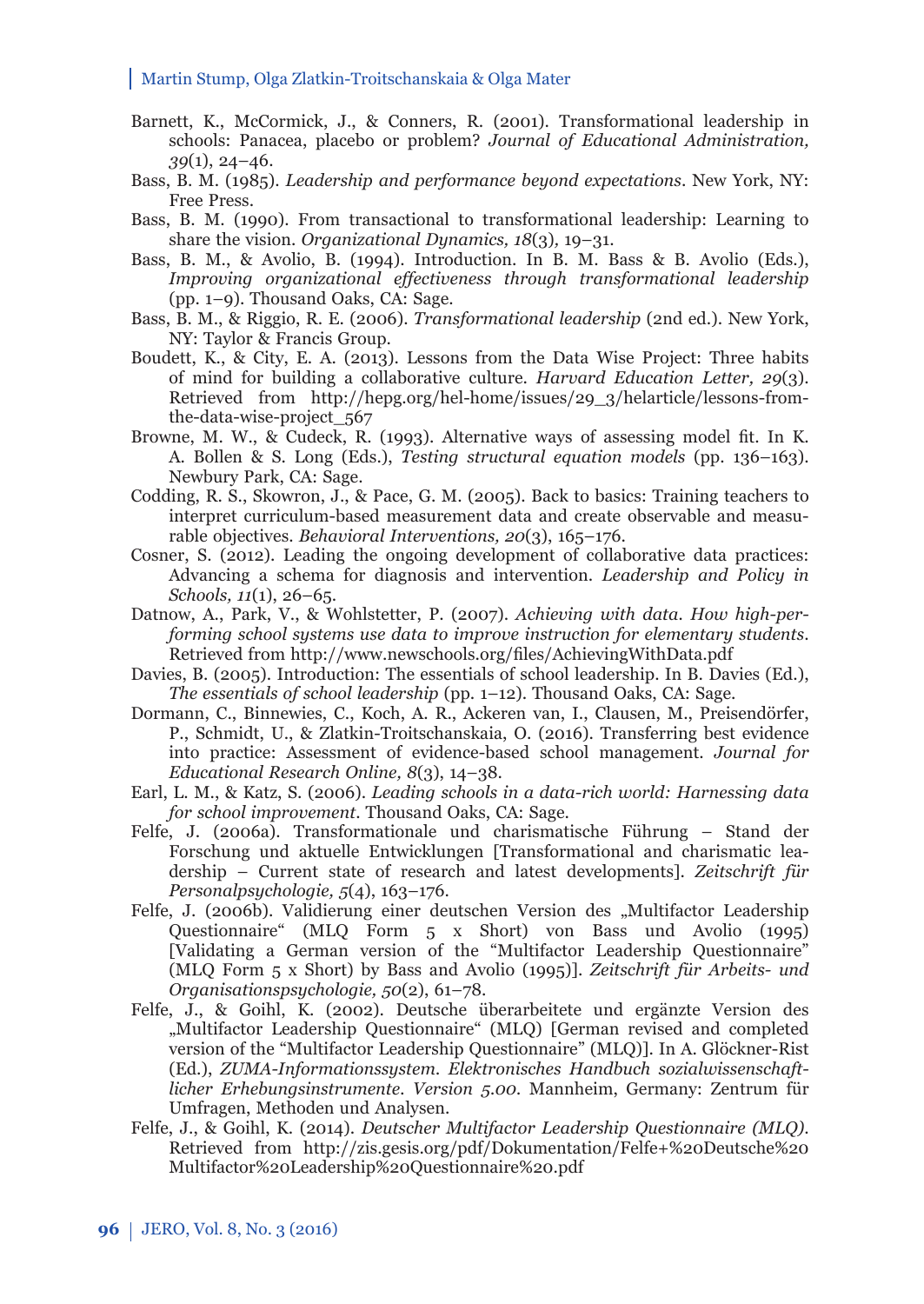Barnett, K., McCormick, J., & Conners, R. (2001). Transformational leadership in schools: Panacea, placebo or problem? *Journal of Educational Administration, 39*(1), 24–46.

Bass, B. M. (1985). *Leadership and performance beyond expectations*. New York, NY: Free Press.

Bass, B. M. (1990). From transactional to transformational leadership: Learning to share the vision. *Organizational Dynamics, 18*(3), 19–31.

Bass, B. M., & Avolio, B. (1994). Introduction. In B. M. Bass & B. Avolio (Eds.), *Improving organizational effectiveness through transformational leadership* (pp. 1–9). Thousand Oaks, CA: Sage.

Bass, B. M., & Riggio, R. E. (2006). *Transformational leadership* (2nd ed.). New York, NY: Taylor & Francis Group.

Boudett, K., & City, E. A. (2013). Lessons from the Data Wise Project: Three habits of mind for building a collaborative culture. *Harvard Education Letter, 29*(3). Retrieved from http://hepg.org/hel-home/issues/29_3/helarticle/lessons-from-the-data-wise-project_567

Browne, M. W., & Cudeck, R. (1993). Alternative ways of assessing model fit. In K. A. Bollen & S. Long (Eds.), *Testing structural equation models* (pp. 136–163). Newbury Park, CA: Sage.

Codding, R. S., Skowron, J., & Pace, G. M. (2005). Back to basics: Training teachers to interpret curriculum-based measurement data and create observable and measurable objectives. *Behavioral Interventions, 20*(3), 165–176.

Cosner, S. (2012). Leading the ongoing development of collaborative data practices: Advancing a schema for diagnosis and intervention. *Leadership and Policy in Schools, 11*(1), 26–65.

Datnow, A., Park, V., & Wohlstetter, P. (2007). *Achieving with data. How high-performing school systems use data to improve instruction for elementary students*. Retrieved from http://www.newschools.org/files/AchievingWithData.pdf

Davies, B. (2005). Introduction: The essentials of school leadership. In B. Davies (Ed.), *The essentials of school leadership* (pp. 1–12). Thousand Oaks, CA: Sage.

Dormann, C., Binnewies, C., Koch, A. R., Ackeren van, I., Clausen, M., Preisendörfer, P., Schmidt, U., & Zlatkin-Troitschanskaia, O. (2016). Transferring best evidence into practice: Assessment of evidence-based school management. *Journal for Educational Research Online, 8*(3), 14–38.

Earl, L. M., & Katz, S. (2006). *Leading schools in a data-rich world: Harnessing data for school improvement*. Thousand Oaks, CA: Sage.

Felfe, J. (2006a). Transformationale und charismatische Führung – Stand der Forschung und aktuelle Entwicklungen [Transformational and charismatic leadership – Current state of research and latest developments]. *Zeitschrift für Personalpsychologie, 5*(4), 163–176.

Felfe, J. (2006b). Validierung einer deutschen Version des „Multifactor Leadership Questionnaire" (MLQ Form 5 x Short) von Bass und Avolio (1995) [Validating a German version of the "Multifactor Leadership Questionnaire" (MLQ Form 5 x Short) by Bass and Avolio (1995)]. *Zeitschrift für Arbeits- und Organisationspsychologie, 50*(2), 61–78.

Felfe, J., & Goihl, K. (2002). Deutsche überarbeitete und ergänzte Version des „Multifactor Leadership Questionnaire" (MLQ) [German revised and completed version of the "Multifactor Leadership Questionnaire" (MLQ)]. In A. Glöckner-Rist (Ed.), *ZUMA-Informationssystem. Elektronisches Handbuch sozialwissenschaftlicher Erhebungsinstrumente. Version 5.00*. Mannheim, Germany: Zentrum für Umfragen, Methoden und Analysen.

Felfe, J., & Goihl, K. (2014). *Deutscher Multifactor Leadership Questionnaire (MLQ)*. Retrieved from http://zis.gesis.org/pdf/Dokumentation/Felfe+%20Deutsche%20Multifactor%20Leadership%20Questionnaire%20.pdf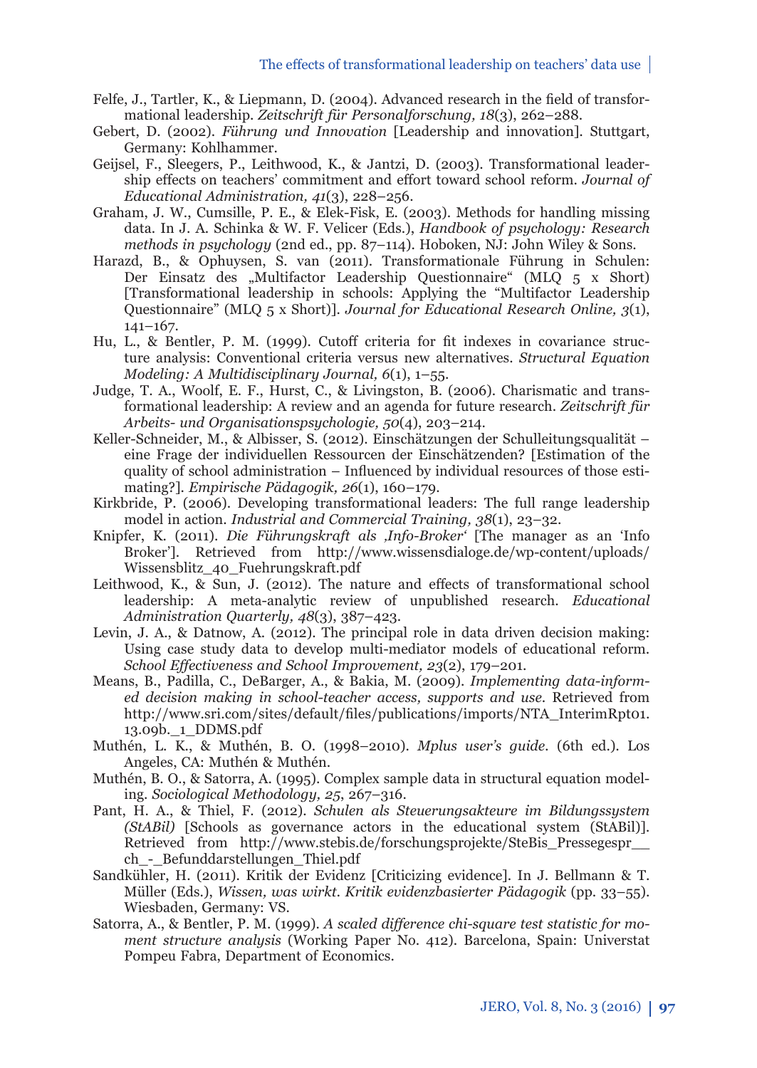Felfe, J., Tartler, K., & Liepmann, D. (2004). Advanced research in the field of transformational leadership. *Zeitschrift für Personalforschung, 18*(3), 262–288.

Gebert, D. (2002). *Führung und Innovation* [Leadership and innovation]. Stuttgart, Germany: Kohlhammer.

Geijsel, F., Sleegers, P., Leithwood, K., & Jantzi, D. (2003). Transformational leadership effects on teachers' commitment and effort toward school reform. *Journal of Educational Administration, 41*(3), 228–256.

Graham, J. W., Cumsille, P. E., & Elek-Fisk, E. (2003). Methods for handling missing data. In J. A. Schinka & W. F. Velicer (Eds.), *Handbook of psychology: Research methods in psychology* (2nd ed., pp. 87–114). Hoboken, NJ: John Wiley & Sons.

Harazd, B., & Ophuysen, S. van (2011). Transformationale Führung in Schulen: Der Einsatz des „Multifactor Leadership Questionnaire" (MLQ 5 x Short) [Transformational leadership in schools: Applying the "Multifactor Leadership Questionnaire" (MLQ 5 x Short)]. *Journal for Educational Research Online, 3*(1), 141–167.

Hu, L., & Bentler, P. M. (1999). Cutoff criteria for fit indexes in covariance structure analysis: Conventional criteria versus new alternatives. *Structural Equation Modeling: A Multidisciplinary Journal, 6*(1), 1–55.

Judge, T. A., Woolf, E. F., Hurst, C., & Livingston, B. (2006). Charismatic and transformational leadership: A review and an agenda for future research. *Zeitschrift für Arbeits- und Organisationspsychologie, 50*(4), 203–214.

Keller-Schneider, M., & Albisser, S. (2012). Einschätzungen der Schulleitungsqualität – eine Frage der individuellen Ressourcen der Einschätzenden? [Estimation of the quality of school administration – Influenced by individual resources of those estimating?]. *Empirische Pädagogik, 26*(1), 160–179.

Kirkbride, P. (2006). Developing transformational leaders: The full range leadership model in action. *Industrial and Commercial Training, 38*(1), 23–32.

Knipfer, K. (2011). *Die Führungskraft als ‚Info-Broker'* [The manager as an 'Info Broker']. Retrieved from http://www.wissensdialoge.de/wp-content/uploads/Wissensblitz_40_Fuehrungskraft.pdf

Leithwood, K., & Sun, J. (2012). The nature and effects of transformational school leadership: A meta-analytic review of unpublished research. *Educational Administration Quarterly, 48*(3), 387–423.

Levin, J. A., & Datnow, A. (2012). The principal role in data driven decision making: Using case study data to develop multi-mediator models of educational reform. *School Effectiveness and School Improvement, 23*(2), 179–201.

Means, B., Padilla, C., DeBarger, A., & Bakia, M. (2009). *Implementing data-informed decision making in school-teacher access, supports and use.* Retrieved from http://www.sri.com/sites/default/files/publications/imports/NTA_InterimRpt01.13.09b._1_DDMS.pdf

Muthén, L. K., & Muthén, B. O. (1998–2010). *Mplus user's guide*. (6th ed.). Los Angeles, CA: Muthén & Muthén.

Muthén, B. O., & Satorra, A. (1995). Complex sample data in structural equation modeling. *Sociological Methodology, 25*, 267–316.

Pant, H. A., & Thiel, F. (2012). *Schulen als Steuerungsakteure im Bildungssystem (StABil)* [Schools as governance actors in the educational system (StABil)]. Retrieved from http://www.stebis.de/forschungsprojekte/SteBis_Pressegespr___ch_-_Befunddarstellungen_Thiel.pdf

Sandkühler, H. (2011). Kritik der Evidenz [Criticizing evidence]. In J. Bellmann & T. Müller (Eds.), *Wissen, was wirkt. Kritik evidenzbasierter Pädagogik* (pp. 33–55). Wiesbaden, Germany: VS.

Satorra, A., & Bentler, P. M. (1999). *A scaled difference chi-square test statistic for moment structure analysis* (Working Paper No. 412). Barcelona, Spain: Universtat Pompeu Fabra, Department of Economics.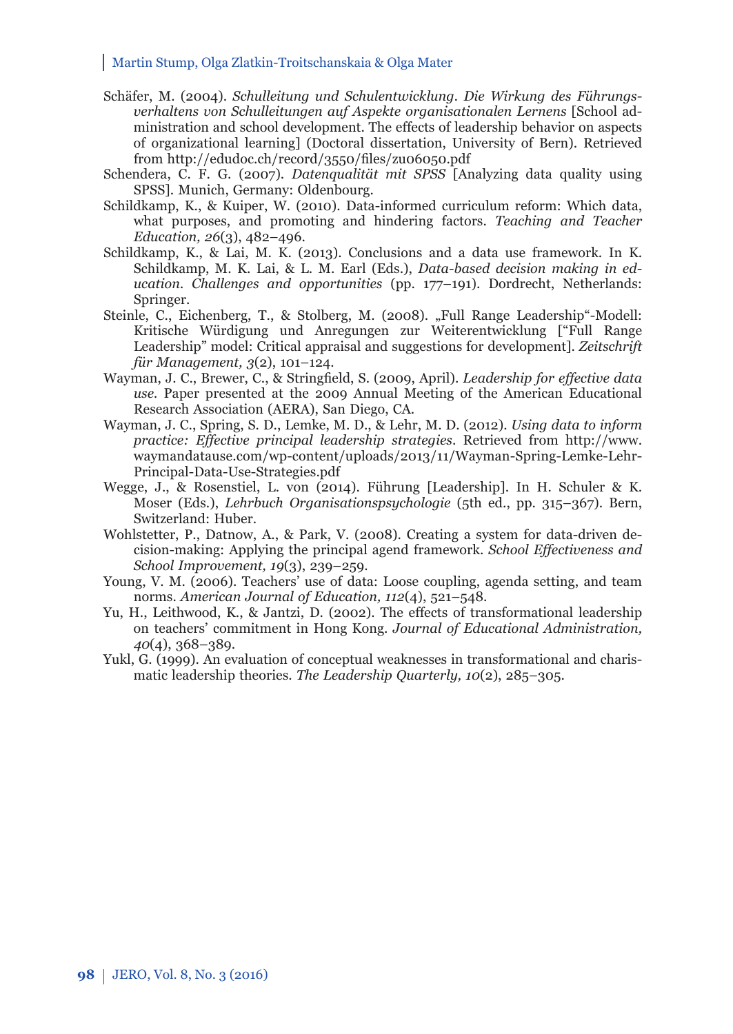Schäfer, M. (2004). *Schulleitung und Schulentwicklung. Die Wirkung des Führungsverhaltens von Schulleitungen auf Aspekte organisationalen Lernens* [School administration and school development. The effects of leadership behavior on aspects of organizational learning] (Doctoral dissertation, University of Bern). Retrieved from http://edudoc.ch/record/3550/files/zu06050.pdf

Schendera, C. F. G. (2007). *Datenqualität mit SPSS* [Analyzing data quality using SPSS]. Munich, Germany: Oldenbourg.

Schildkamp, K., & Kuiper, W. (2010). Data-informed curriculum reform: Which data, what purposes, and promoting and hindering factors. *Teaching and Teacher Education, 26*(3), 482–496.

Schildkamp, K., & Lai, M. K. (2013). Conclusions and a data use framework. In K. Schildkamp, M. K. Lai, & L. M. Earl (Eds.), *Data-based decision making in education. Challenges and opportunities* (pp. 177–191). Dordrecht, Netherlands: Springer.

Steinle, C., Eichenberg, T., & Stolberg, M. (2008). „Full Range Leadership"-Modell: Kritische Würdigung und Anregungen zur Weiterentwicklung ["Full Range Leadership" model: Critical appraisal and suggestions for development]. *Zeitschrift für Management, 3*(2), 101–124.

Wayman, J. C., Brewer, C., & Stringfield, S. (2009, April). *Leadership for effective data use.* Paper presented at the 2009 Annual Meeting of the American Educational Research Association (AERA), San Diego, CA.

Wayman, J. C., Spring, S. D., Lemke, M. D., & Lehr, M. D. (2012). *Using data to inform practice: Effective principal leadership strategies.* Retrieved from http://www.waymandatause.com/wp-content/uploads/2013/11/Wayman-Spring-Lemke-Lehr-Principal-Data-Use-Strategies.pdf

Wegge, J., & Rosenstiel, L. von (2014). Führung [Leadership]. In H. Schuler & K. Moser (Eds.), *Lehrbuch Organisationspsychologie* (5th ed., pp. 315–367). Bern, Switzerland: Huber.

Wohlstetter, P., Datnow, A., & Park, V. (2008). Creating a system for data-driven decision-making: Applying the principal agend framework. *School Effectiveness and School Improvement, 19*(3), 239–259.

Young, V. M. (2006). Teachers' use of data: Loose coupling, agenda setting, and team norms. *American Journal of Education, 112*(4), 521–548.

Yu, H., Leithwood, K., & Jantzi, D. (2002). The effects of transformational leadership on teachers' commitment in Hong Kong. *Journal of Educational Administration, 40*(4), 368–389.

Yukl, G. (1999). An evaluation of conceptual weaknesses in transformational and charismatic leadership theories. *The Leadership Quarterly, 10*(2), 285–305.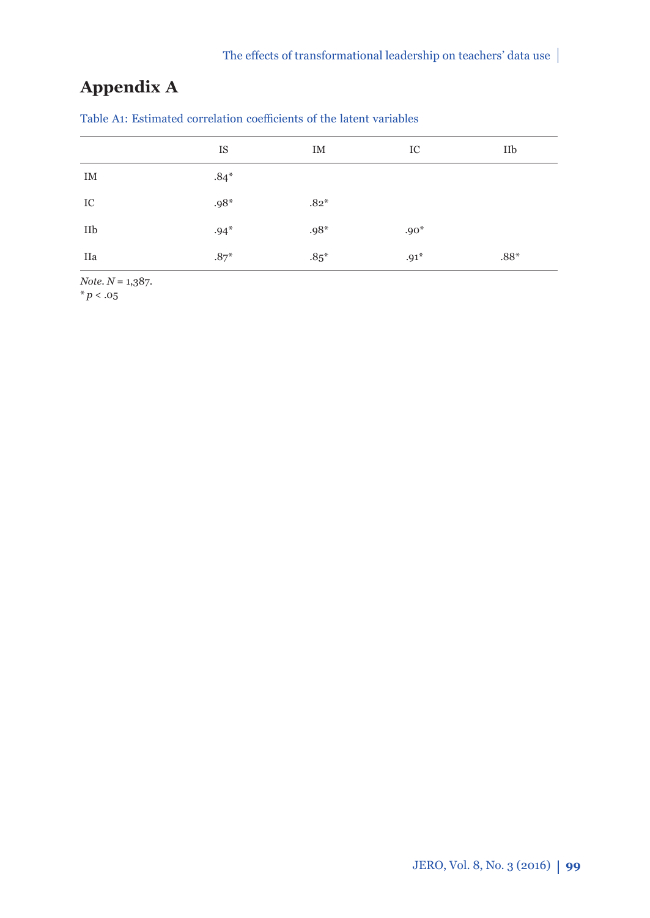# Appendix A

Table A1: Estimated correlation coefficients of the latent variables

| | IS | IM | IC | IIb |
|---|---|---|---|---|
| IM | .84* | | | |
| IC | .98* | .82* | | |
| IIb | .94* | .98* | .90* | |
| IIa | .87* | .85* | .91* | .88* |

*Note.* $N$ = 1,387.
* $p < .05$